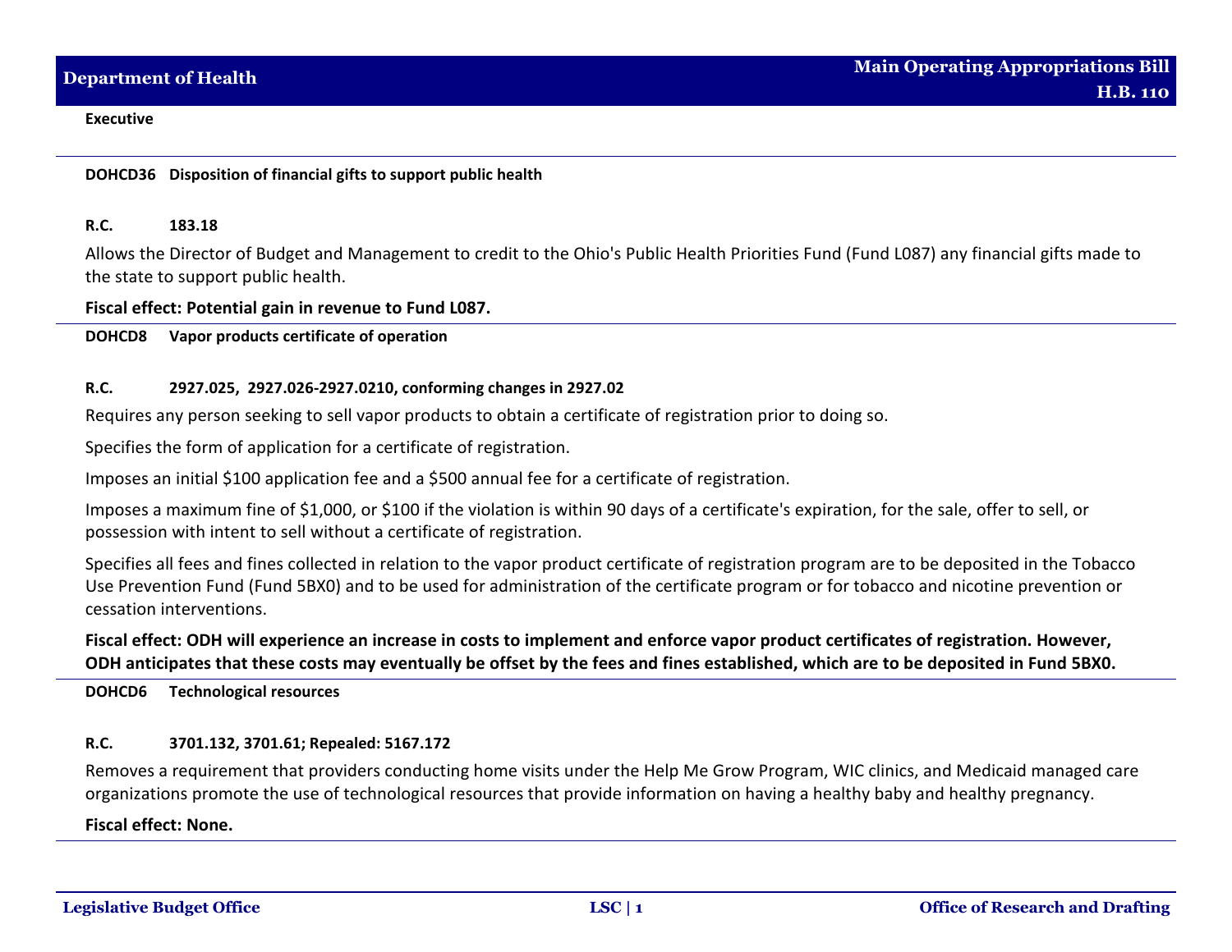**Executive**

---

**DOHCD36 Disposition of financial gifts to support public health**

**R.C. 183.18**

Allows the Director of Budget and Management to credit to the Ohio's Public Health Priorities Fund (Fund L087) any financial gifts made to the state to support public health.

**Fiscal effect: Potential gain in revenue to Fund L087.**

---

**DOHCD8 Vapor products certificate of operation**

**R.C. 2927.025, 2927.026-2927.0210, conforming changes in 2927.02**

Requires any person seeking to sell vapor products to obtain a certificate of registration prior to doing so.

Specifies the form of application for a certificate of registration.

Imposes an initial $100 application fee and a $500 annual fee for a certificate of registration.

Imposes a maximum fine of $1,000, or $100 if the violation is within 90 days of a certificate's expiration, for the sale, offer to sell, or possession with intent to sell without a certificate of registration.

Specifies all fees and fines collected in relation to the vapor product certificate of registration program are to be deposited in the Tobacco Use Prevention Fund (Fund 5BX0) and to be used for administration of the certificate program or for tobacco and nicotine prevention or cessation interventions.

**Fiscal effect: ODH will experience an increase in costs to implement and enforce vapor product certificates of registration. However, ODH anticipates that these costs may eventually be offset by the fees and fines established, which are to be deposited in Fund 5BX0.**

---

**DOHCD6 Technological resources**

**R.C. 3701.132, 3701.61; Repealed: 5167.172**

Removes a requirement that providers conducting home visits under the Help Me Grow Program, WIC clinics, and Medicaid managed care organizations promote the use of technological resources that provide information on having a healthy baby and healthy pregnancy.

**Fiscal effect: None.**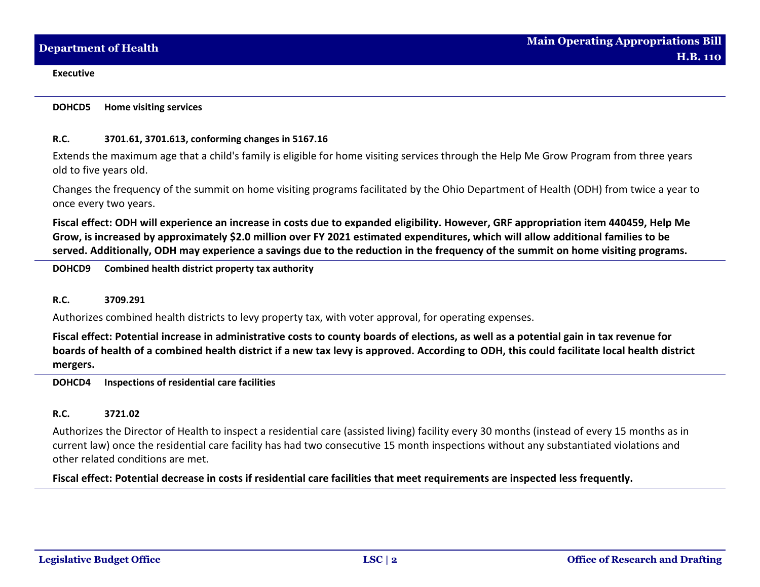**Executive**

**DOHCD5 Home visiting services**

**R.C. 3701.61, 3701.613, conforming changes in 5167.16**

Extends the maximum age that a child's family is eligible for home visiting services through the Help Me Grow Program from three years old to five years old.

Changes the frequency of the summit on home visiting programs facilitated by the Ohio Department of Health (ODH) from twice a year to once every two years.

**Fiscal effect: ODH will experience an increase in costs due to expanded eligibility. However, GRF appropriation item 440459, Help Me Grow, is increased by approximately $2.0 million over FY 2021 estimated expenditures, which will allow additional families to be served. Additionally, ODH may experience a savings due to the reduction in the frequency of the summit on home visiting programs.**

**DOHCD9 Combined health district property tax authority**

**R.C. 3709.291**

Authorizes combined health districts to levy property tax, with voter approval, for operating expenses.

**Fiscal effect: Potential increase in administrative costs to county boards of elections, as well as a potential gain in tax revenue for boards of health of a combined health district if a new tax levy is approved. According to ODH, this could facilitate local health district mergers.**

**DOHCD4 Inspections of residential care facilities**

**R.C. 3721.02**

Authorizes the Director of Health to inspect a residential care (assisted living) facility every 30 months (instead of every 15 months as in current law) once the residential care facility has had two consecutive 15 month inspections without any substantiated violations and other related conditions are met.

**Fiscal effect: Potential decrease in costs if residential care facilities that meet requirements are inspected less frequently.**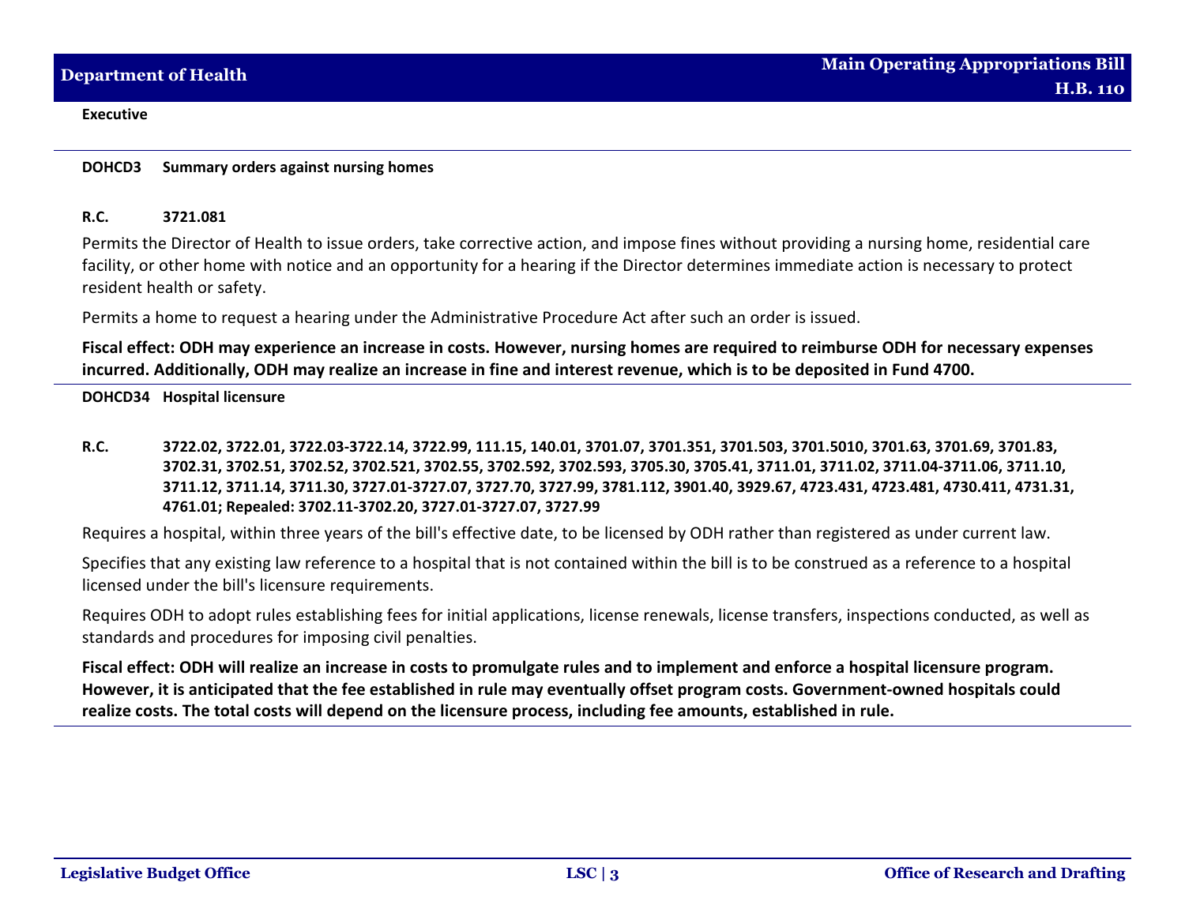**Executive**

---

**DOHCD3 Summary orders against nursing homes**

**R.C. 3721.081**

Permits the Director of Health to issue orders, take corrective action, and impose fines without providing a nursing home, residential care facility, or other home with notice and an opportunity for a hearing if the Director determines immediate action is necessary to protect resident health or safety.

Permits a home to request a hearing under the Administrative Procedure Act after such an order is issued.

**Fiscal effect: ODH may experience an increase in costs. However, nursing homes are required to reimburse ODH for necessary expenses incurred. Additionally, ODH may realize an increase in fine and interest revenue, which is to be deposited in Fund 4700.**

---

**DOHCD34 Hospital licensure**

**R.C. 3722.02, 3722.01, 3722.03-3722.14, 3722.99, 111.15, 140.01, 3701.07, 3701.351, 3701.503, 3701.5010, 3701.63, 3701.69, 3701.83, 3702.31, 3702.51, 3702.52, 3702.521, 3702.55, 3702.592, 3702.593, 3705.30, 3705.41, 3711.01, 3711.02, 3711.04-3711.06, 3711.10, 3711.12, 3711.14, 3711.30, 3727.01-3727.07, 3727.70, 3727.99, 3781.112, 3901.40, 3929.67, 4723.431, 4723.481, 4730.411, 4731.31, 4761.01; Repealed: 3702.11-3702.20, 3727.01-3727.07, 3727.99**

Requires a hospital, within three years of the bill's effective date, to be licensed by ODH rather than registered as under current law.

Specifies that any existing law reference to a hospital that is not contained within the bill is to be construed as a reference to a hospital licensed under the bill's licensure requirements.

Requires ODH to adopt rules establishing fees for initial applications, license renewals, license transfers, inspections conducted, as well as standards and procedures for imposing civil penalties.

**Fiscal effect: ODH will realize an increase in costs to promulgate rules and to implement and enforce a hospital licensure program. However, it is anticipated that the fee established in rule may eventually offset program costs. Government-owned hospitals could realize costs. The total costs will depend on the licensure process, including fee amounts, established in rule.**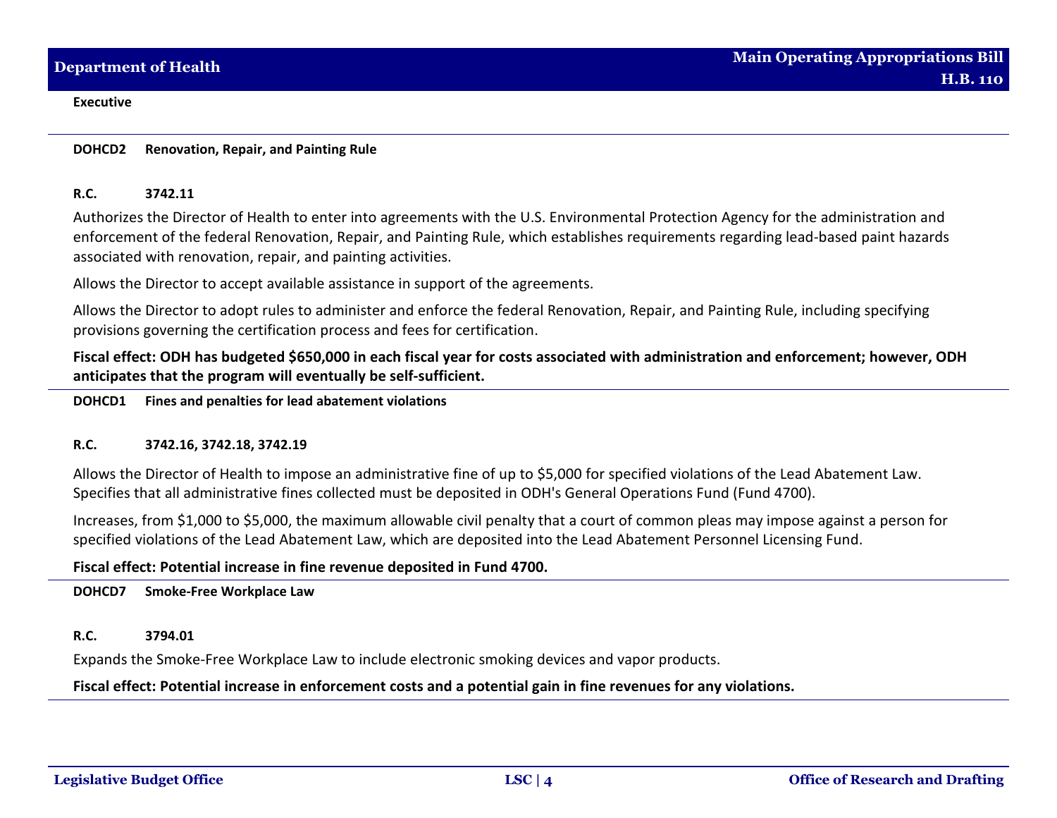**Executive**

**DOHCD2 Renovation, Repair, and Painting Rule**

**R.C. 3742.11**

Authorizes the Director of Health to enter into agreements with the U.S. Environmental Protection Agency for the administration and enforcement of the federal Renovation, Repair, and Painting Rule, which establishes requirements regarding lead-based paint hazards associated with renovation, repair, and painting activities.

Allows the Director to accept available assistance in support of the agreements.

Allows the Director to adopt rules to administer and enforce the federal Renovation, Repair, and Painting Rule, including specifying provisions governing the certification process and fees for certification.

**Fiscal effect: ODH has budgeted $650,000 in each fiscal year for costs associated with administration and enforcement; however, ODH anticipates that the program will eventually be self-sufficient.**

**DOHCD1 Fines and penalties for lead abatement violations**

**R.C. 3742.16, 3742.18, 3742.19**

Allows the Director of Health to impose an administrative fine of up to $5,000 for specified violations of the Lead Abatement Law. Specifies that all administrative fines collected must be deposited in ODH's General Operations Fund (Fund 4700).

Increases, from $1,000 to $5,000, the maximum allowable civil penalty that a court of common pleas may impose against a person for specified violations of the Lead Abatement Law, which are deposited into the Lead Abatement Personnel Licensing Fund.

**Fiscal effect: Potential increase in fine revenue deposited in Fund 4700.**

**DOHCD7 Smoke-Free Workplace Law**

**R.C. 3794.01**

Expands the Smoke-Free Workplace Law to include electronic smoking devices and vapor products.

**Fiscal effect: Potential increase in enforcement costs and a potential gain in fine revenues for any violations.**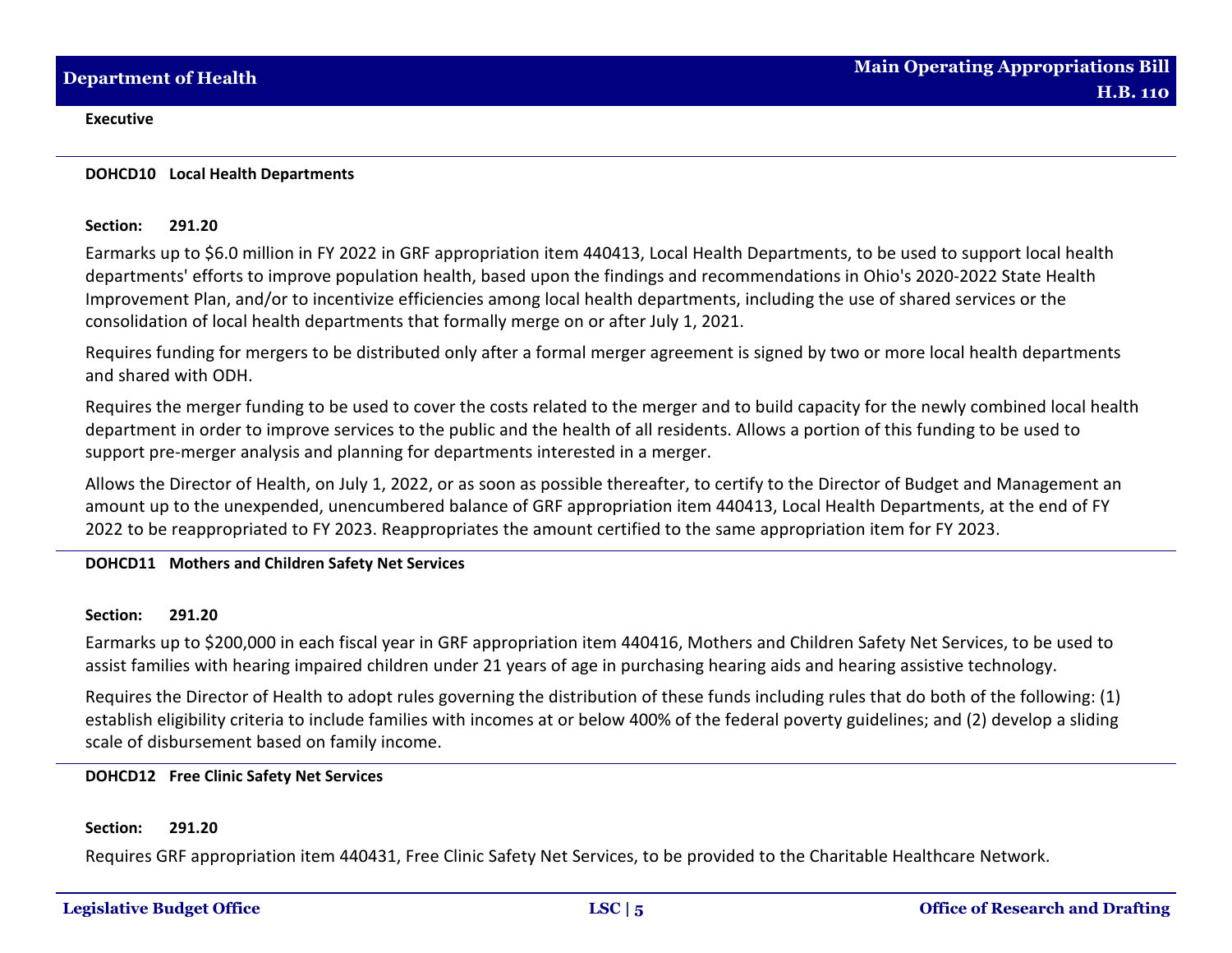**Executive**

**DOHCD10 Local Health Departments**

**Section: 291.20**

Earmarks up to $6.0 million in FY 2022 in GRF appropriation item 440413, Local Health Departments, to be used to support local health departments' efforts to improve population health, based upon the findings and recommendations in Ohio's 2020-2022 State Health Improvement Plan, and/or to incentivize efficiencies among local health departments, including the use of shared services or the consolidation of local health departments that formally merge on or after July 1, 2021.

Requires funding for mergers to be distributed only after a formal merger agreement is signed by two or more local health departments and shared with ODH.

Requires the merger funding to be used to cover the costs related to the merger and to build capacity for the newly combined local health department in order to improve services to the public and the health of all residents. Allows a portion of this funding to be used to support pre-merger analysis and planning for departments interested in a merger.

Allows the Director of Health, on July 1, 2022, or as soon as possible thereafter, to certify to the Director of Budget and Management an amount up to the unexpended, unencumbered balance of GRF appropriation item 440413, Local Health Departments, at the end of FY 2022 to be reappropriated to FY 2023. Reappropriates the amount certified to the same appropriation item for FY 2023.

**DOHCD11 Mothers and Children Safety Net Services**

**Section: 291.20**

Earmarks up to $200,000 in each fiscal year in GRF appropriation item 440416, Mothers and Children Safety Net Services, to be used to assist families with hearing impaired children under 21 years of age in purchasing hearing aids and hearing assistive technology.

Requires the Director of Health to adopt rules governing the distribution of these funds including rules that do both of the following: (1) establish eligibility criteria to include families with incomes at or below 400% of the federal poverty guidelines; and (2) develop a sliding scale of disbursement based on family income.

**DOHCD12 Free Clinic Safety Net Services**

**Section: 291.20**

Requires GRF appropriation item 440431, Free Clinic Safety Net Services, to be provided to the Charitable Healthcare Network.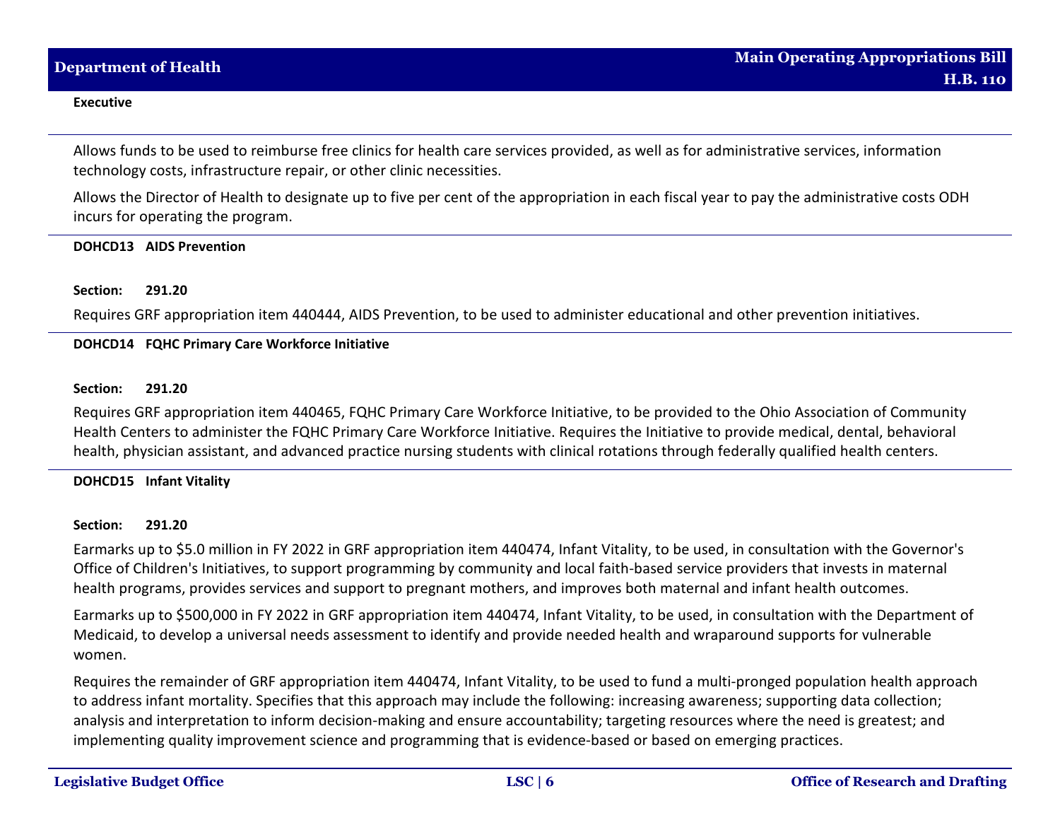**Executive**

Allows funds to be used to reimburse free clinics for health care services provided, as well as for administrative services, information technology costs, infrastructure repair, or other clinic necessities.

Allows the Director of Health to designate up to five per cent of the appropriation in each fiscal year to pay the administrative costs ODH incurs for operating the program.

---

**DOHCD13 AIDS Prevention**

**Section: 291.20**

Requires GRF appropriation item 440444, AIDS Prevention, to be used to administer educational and other prevention initiatives.

---

**DOHCD14 FQHC Primary Care Workforce Initiative**

**Section: 291.20**

Requires GRF appropriation item 440465, FQHC Primary Care Workforce Initiative, to be provided to the Ohio Association of Community Health Centers to administer the FQHC Primary Care Workforce Initiative. Requires the Initiative to provide medical, dental, behavioral health, physician assistant, and advanced practice nursing students with clinical rotations through federally qualified health centers.

---

**DOHCD15 Infant Vitality**

**Section: 291.20**

Earmarks up to $5.0 million in FY 2022 in GRF appropriation item 440474, Infant Vitality, to be used, in consultation with the Governor's Office of Children's Initiatives, to support programming by community and local faith-based service providers that invests in maternal health programs, provides services and support to pregnant mothers, and improves both maternal and infant health outcomes.

Earmarks up to $500,000 in FY 2022 in GRF appropriation item 440474, Infant Vitality, to be used, in consultation with the Department of Medicaid, to develop a universal needs assessment to identify and provide needed health and wraparound supports for vulnerable women.

Requires the remainder of GRF appropriation item 440474, Infant Vitality, to be used to fund a multi-pronged population health approach to address infant mortality. Specifies that this approach may include the following: increasing awareness; supporting data collection; analysis and interpretation to inform decision-making and ensure accountability; targeting resources where the need is greatest; and implementing quality improvement science and programming that is evidence-based or based on emerging practices.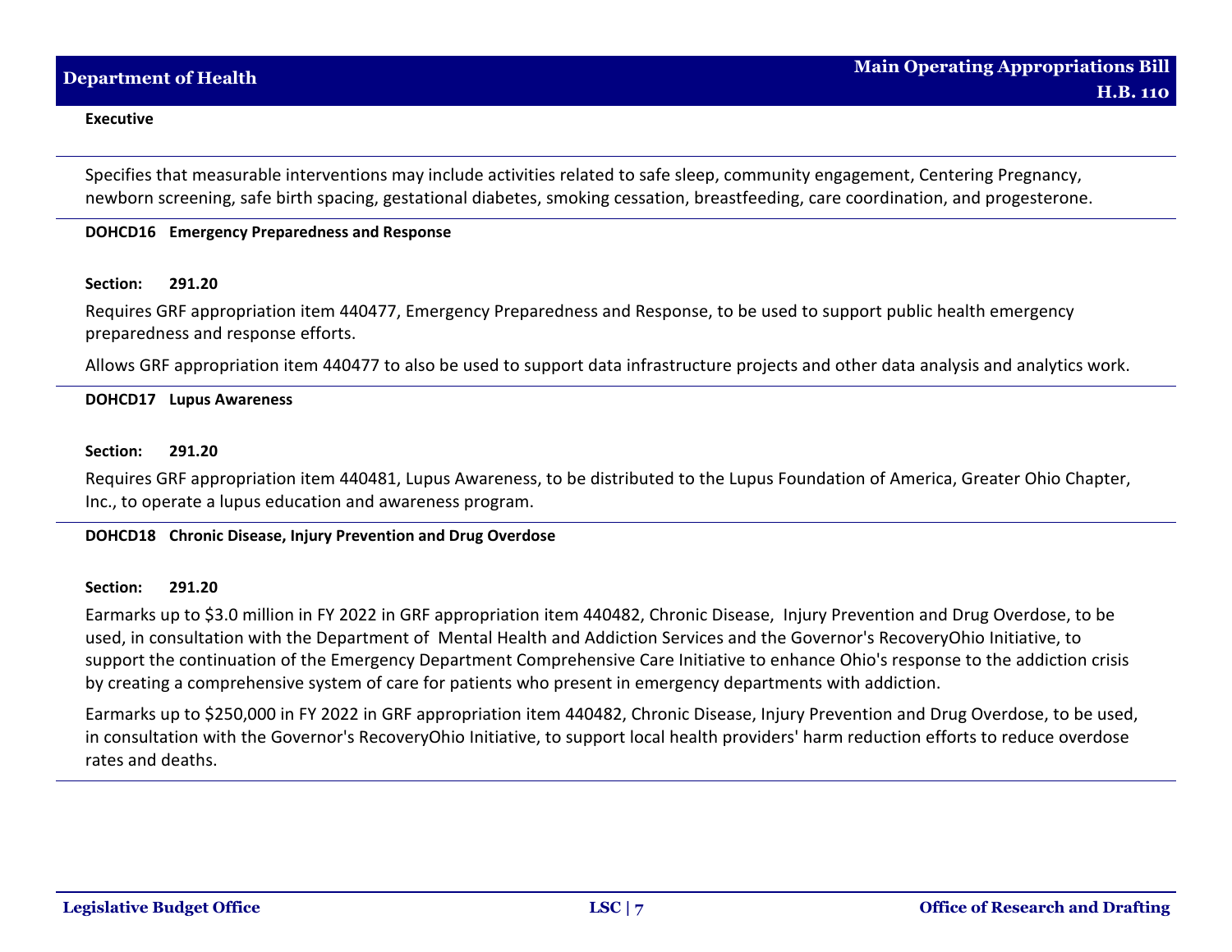**Executive**

Specifies that measurable interventions may include activities related to safe sleep, community engagement, Centering Pregnancy, newborn screening, safe birth spacing, gestational diabetes, smoking cessation, breastfeeding, care coordination, and progesterone.

**DOHCD16 Emergency Preparedness and Response**

**Section: 291.20**

Requires GRF appropriation item 440477, Emergency Preparedness and Response, to be used to support public health emergency preparedness and response efforts.

Allows GRF appropriation item 440477 to also be used to support data infrastructure projects and other data analysis and analytics work.

**DOHCD17 Lupus Awareness**

**Section: 291.20**

Requires GRF appropriation item 440481, Lupus Awareness, to be distributed to the Lupus Foundation of America, Greater Ohio Chapter, Inc., to operate a lupus education and awareness program.

**DOHCD18 Chronic Disease, Injury Prevention and Drug Overdose**

**Section: 291.20**

Earmarks up to $3.0 million in FY 2022 in GRF appropriation item 440482, Chronic Disease, Injury Prevention and Drug Overdose, to be used, in consultation with the Department of Mental Health and Addiction Services and the Governor's RecoveryOhio Initiative, to support the continuation of the Emergency Department Comprehensive Care Initiative to enhance Ohio's response to the addiction crisis by creating a comprehensive system of care for patients who present in emergency departments with addiction.

Earmarks up to $250,000 in FY 2022 in GRF appropriation item 440482, Chronic Disease, Injury Prevention and Drug Overdose, to be used, in consultation with the Governor's RecoveryOhio Initiative, to support local health providers' harm reduction efforts to reduce overdose rates and deaths.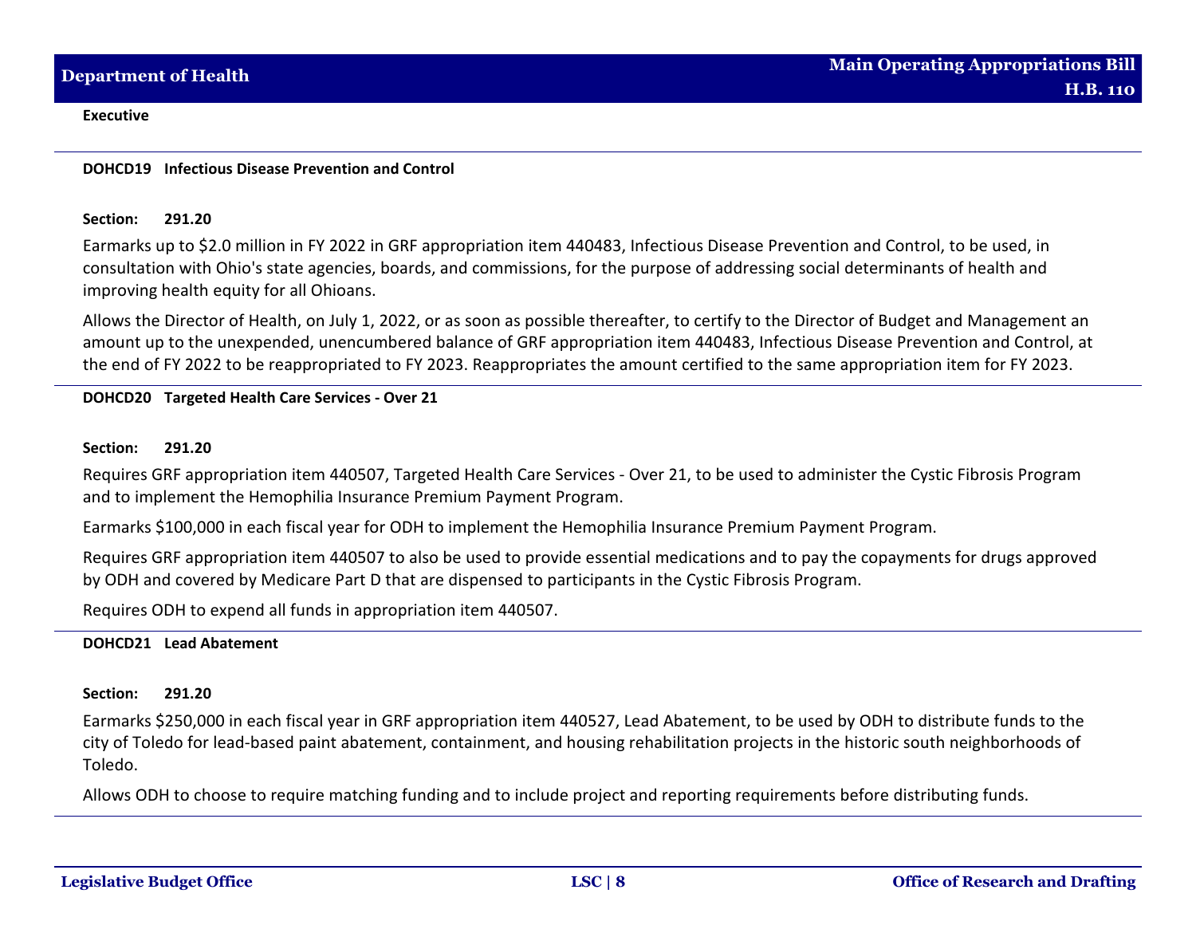**Executive**

### DOHCD19 Infectious Disease Prevention and Control

**Section: 291.20**

Earmarks up to $2.0 million in FY 2022 in GRF appropriation item 440483, Infectious Disease Prevention and Control, to be used, in consultation with Ohio's state agencies, boards, and commissions, for the purpose of addressing social determinants of health and improving health equity for all Ohioans.

Allows the Director of Health, on July 1, 2022, or as soon as possible thereafter, to certify to the Director of Budget and Management an amount up to the unexpended, unencumbered balance of GRF appropriation item 440483, Infectious Disease Prevention and Control, at the end of FY 2022 to be reappropriated to FY 2023. Reappropriates the amount certified to the same appropriation item for FY 2023.

### DOHCD20 Targeted Health Care Services - Over 21

**Section: 291.20**

Requires GRF appropriation item 440507, Targeted Health Care Services - Over 21, to be used to administer the Cystic Fibrosis Program and to implement the Hemophilia Insurance Premium Payment Program.

Earmarks $100,000 in each fiscal year for ODH to implement the Hemophilia Insurance Premium Payment Program.

Requires GRF appropriation item 440507 to also be used to provide essential medications and to pay the copayments for drugs approved by ODH and covered by Medicare Part D that are dispensed to participants in the Cystic Fibrosis Program.

Requires ODH to expend all funds in appropriation item 440507.

### DOHCD21 Lead Abatement

**Section: 291.20**

Earmarks $250,000 in each fiscal year in GRF appropriation item 440527, Lead Abatement, to be used by ODH to distribute funds to the city of Toledo for lead-based paint abatement, containment, and housing rehabilitation projects in the historic south neighborhoods of Toledo.

Allows ODH to choose to require matching funding and to include project and reporting requirements before distributing funds.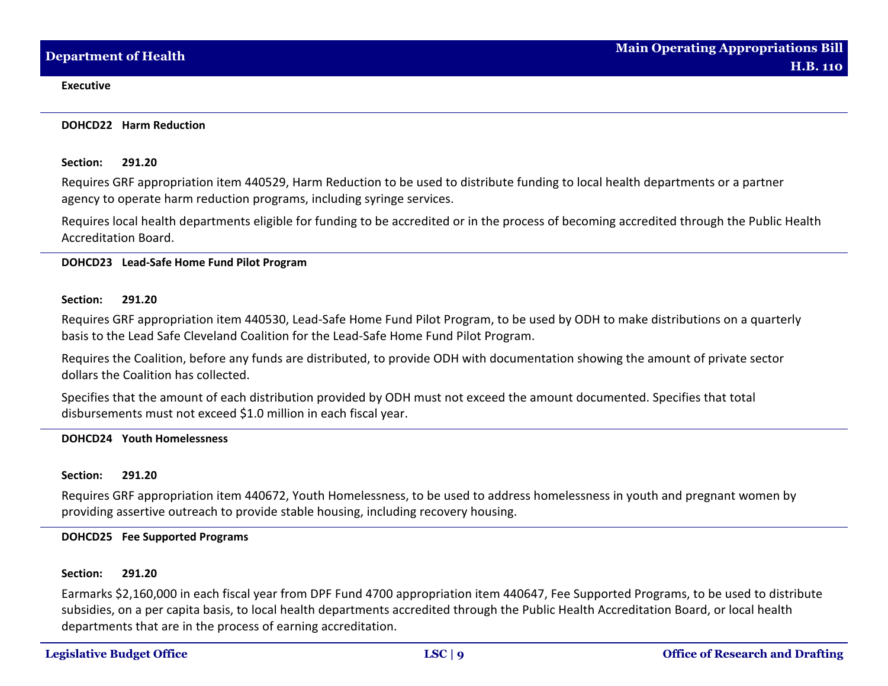**Executive**

### DOHCD22 Harm Reduction

**Section: 291.20**

Requires GRF appropriation item 440529, Harm Reduction to be used to distribute funding to local health departments or a partner agency to operate harm reduction programs, including syringe services.

Requires local health departments eligible for funding to be accredited or in the process of becoming accredited through the Public Health Accreditation Board.

### DOHCD23 Lead-Safe Home Fund Pilot Program

**Section: 291.20**

Requires GRF appropriation item 440530, Lead-Safe Home Fund Pilot Program, to be used by ODH to make distributions on a quarterly basis to the Lead Safe Cleveland Coalition for the Lead-Safe Home Fund Pilot Program.

Requires the Coalition, before any funds are distributed, to provide ODH with documentation showing the amount of private sector dollars the Coalition has collected.

Specifies that the amount of each distribution provided by ODH must not exceed the amount documented. Specifies that total disbursements must not exceed $1.0 million in each fiscal year.

### DOHCD24 Youth Homelessness

**Section: 291.20**

Requires GRF appropriation item 440672, Youth Homelessness, to be used to address homelessness in youth and pregnant women by providing assertive outreach to provide stable housing, including recovery housing.

### DOHCD25 Fee Supported Programs

**Section: 291.20**

Earmarks $2,160,000 in each fiscal year from DPF Fund 4700 appropriation item 440647, Fee Supported Programs, to be used to distribute subsidies, on a per capita basis, to local health departments accredited through the Public Health Accreditation Board, or local health departments that are in the process of earning accreditation.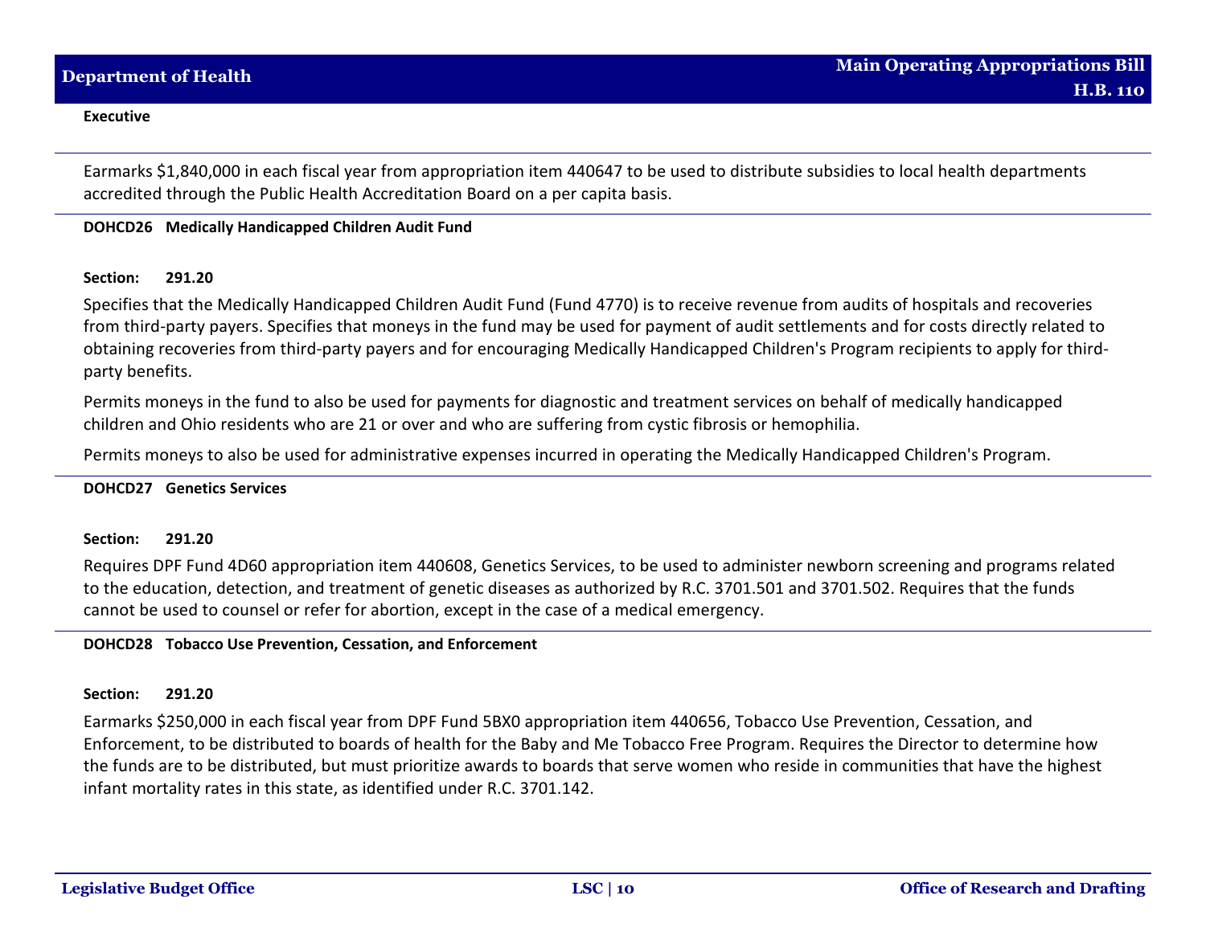**Executive**

Earmarks $1,840,000 in each fiscal year from appropriation item 440647 to be used to distribute subsidies to local health departments accredited through the Public Health Accreditation Board on a per capita basis.

**DOHCD26 Medically Handicapped Children Audit Fund**

**Section: 291.20**

Specifies that the Medically Handicapped Children Audit Fund (Fund 4770) is to receive revenue from audits of hospitals and recoveries from third-party payers. Specifies that moneys in the fund may be used for payment of audit settlements and for costs directly related to obtaining recoveries from third-party payers and for encouraging Medically Handicapped Children's Program recipients to apply for third-party benefits.

Permits moneys in the fund to also be used for payments for diagnostic and treatment services on behalf of medically handicapped children and Ohio residents who are 21 or over and who are suffering from cystic fibrosis or hemophilia.

Permits moneys to also be used for administrative expenses incurred in operating the Medically Handicapped Children's Program.

**DOHCD27 Genetics Services**

**Section: 291.20**

Requires DPF Fund 4D60 appropriation item 440608, Genetics Services, to be used to administer newborn screening and programs related to the education, detection, and treatment of genetic diseases as authorized by R.C. 3701.501 and 3701.502. Requires that the funds cannot be used to counsel or refer for abortion, except in the case of a medical emergency.

**DOHCD28 Tobacco Use Prevention, Cessation, and Enforcement**

**Section: 291.20**

Earmarks $250,000 in each fiscal year from DPF Fund 5BX0 appropriation item 440656, Tobacco Use Prevention, Cessation, and Enforcement, to be distributed to boards of health for the Baby and Me Tobacco Free Program. Requires the Director to determine how the funds are to be distributed, but must prioritize awards to boards that serve women who reside in communities that have the highest infant mortality rates in this state, as identified under R.C. 3701.142.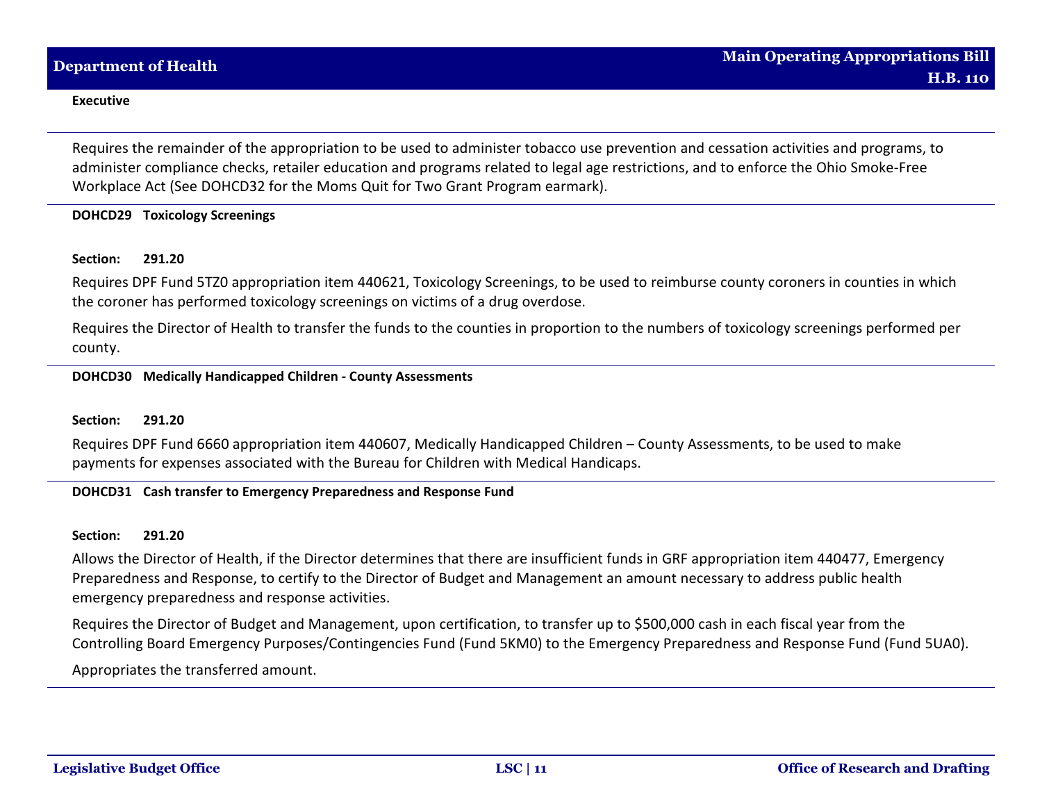**Executive**

Requires the remainder of the appropriation to be used to administer tobacco use prevention and cessation activities and programs, to administer compliance checks, retailer education and programs related to legal age restrictions, and to enforce the Ohio Smoke-Free Workplace Act (See DOHCD32 for the Moms Quit for Two Grant Program earmark).

**DOHCD29 Toxicology Screenings**

**Section: 291.20**

Requires DPF Fund 5TZ0 appropriation item 440621, Toxicology Screenings, to be used to reimburse county coroners in counties in which the coroner has performed toxicology screenings on victims of a drug overdose.

Requires the Director of Health to transfer the funds to the counties in proportion to the numbers of toxicology screenings performed per county.

**DOHCD30 Medically Handicapped Children - County Assessments**

**Section: 291.20**

Requires DPF Fund 6660 appropriation item 440607, Medically Handicapped Children – County Assessments, to be used to make payments for expenses associated with the Bureau for Children with Medical Handicaps.

**DOHCD31 Cash transfer to Emergency Preparedness and Response Fund**

**Section: 291.20**

Allows the Director of Health, if the Director determines that there are insufficient funds in GRF appropriation item 440477, Emergency Preparedness and Response, to certify to the Director of Budget and Management an amount necessary to address public health emergency preparedness and response activities.

Requires the Director of Budget and Management, upon certification, to transfer up to $500,000 cash in each fiscal year from the Controlling Board Emergency Purposes/Contingencies Fund (Fund 5KM0) to the Emergency Preparedness and Response Fund (Fund 5UA0).

Appropriates the transferred amount.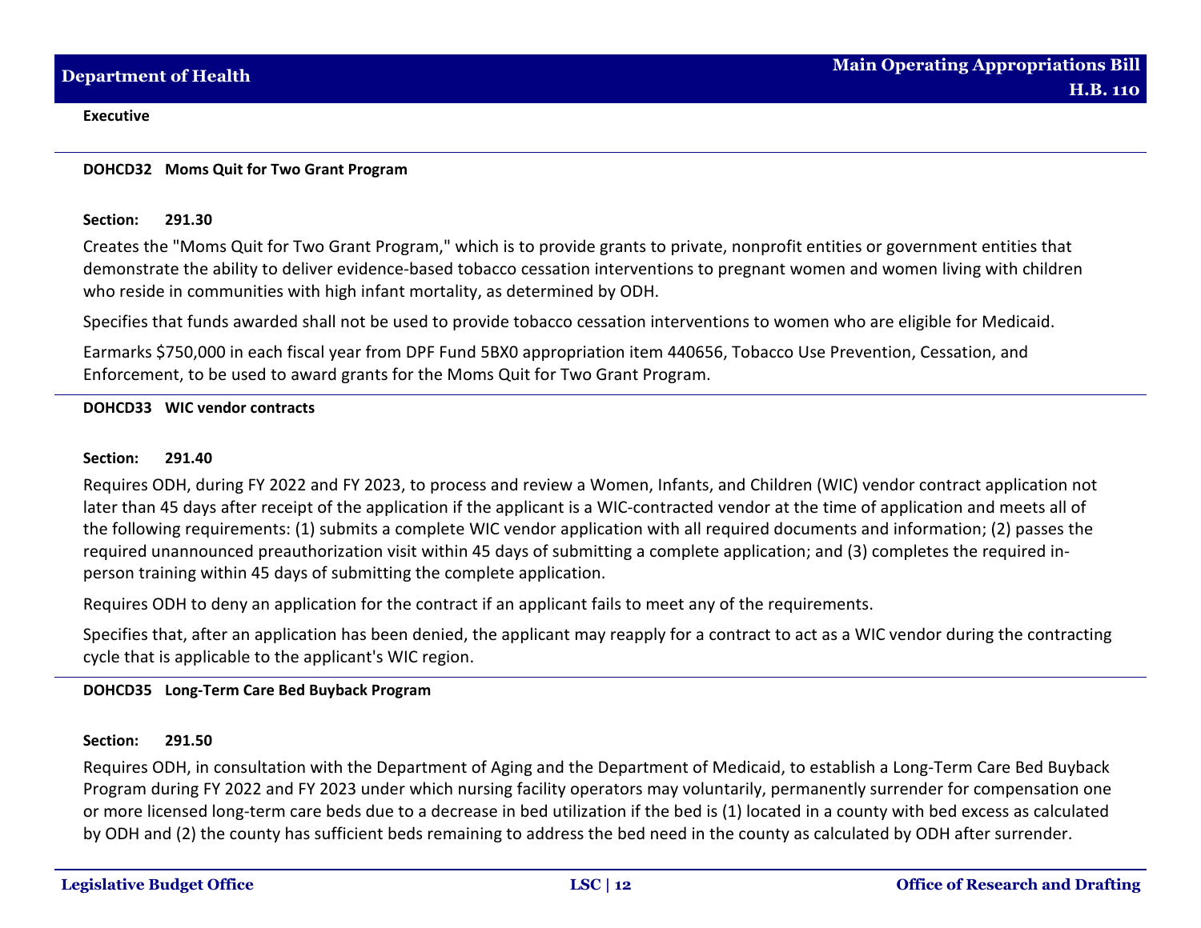**Executive**

**DOHCD32 Moms Quit for Two Grant Program**

**Section: 291.30**

Creates the "Moms Quit for Two Grant Program," which is to provide grants to private, nonprofit entities or government entities that demonstrate the ability to deliver evidence-based tobacco cessation interventions to pregnant women and women living with children who reside in communities with high infant mortality, as determined by ODH.

Specifies that funds awarded shall not be used to provide tobacco cessation interventions to women who are eligible for Medicaid.

Earmarks $750,000 in each fiscal year from DPF Fund 5BX0 appropriation item 440656, Tobacco Use Prevention, Cessation, and Enforcement, to be used to award grants for the Moms Quit for Two Grant Program.

**DOHCD33 WIC vendor contracts**

**Section: 291.40**

Requires ODH, during FY 2022 and FY 2023, to process and review a Women, Infants, and Children (WIC) vendor contract application not later than 45 days after receipt of the application if the applicant is a WIC-contracted vendor at the time of application and meets all of the following requirements: (1) submits a complete WIC vendor application with all required documents and information; (2) passes the required unannounced preauthorization visit within 45 days of submitting a complete application; and (3) completes the required in-person training within 45 days of submitting the complete application.

Requires ODH to deny an application for the contract if an applicant fails to meet any of the requirements.

Specifies that, after an application has been denied, the applicant may reapply for a contract to act as a WIC vendor during the contracting cycle that is applicable to the applicant's WIC region.

**DOHCD35 Long-Term Care Bed Buyback Program**

**Section: 291.50**

Requires ODH, in consultation with the Department of Aging and the Department of Medicaid, to establish a Long-Term Care Bed Buyback Program during FY 2022 and FY 2023 under which nursing facility operators may voluntarily, permanently surrender for compensation one or more licensed long-term care beds due to a decrease in bed utilization if the bed is (1) located in a county with bed excess as calculated by ODH and (2) the county has sufficient beds remaining to address the bed need in the county as calculated by ODH after surrender.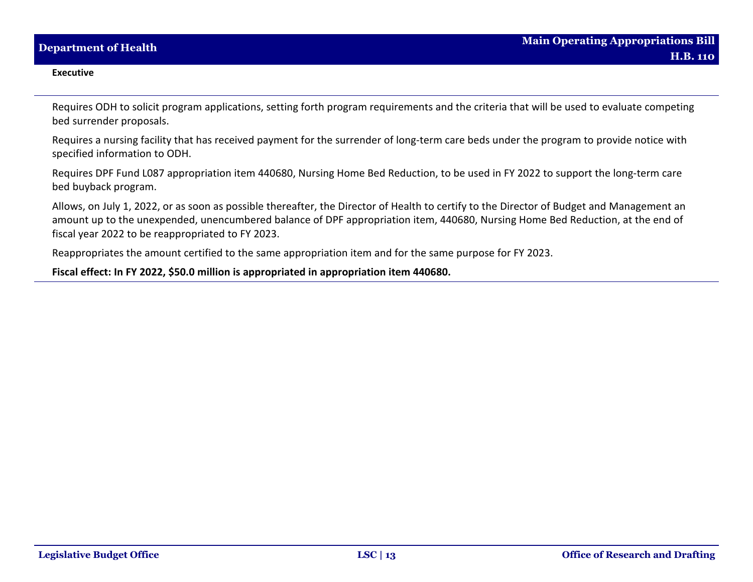**Executive**

Requires ODH to solicit program applications, setting forth program requirements and the criteria that will be used to evaluate competing bed surrender proposals.

Requires a nursing facility that has received payment for the surrender of long-term care beds under the program to provide notice with specified information to ODH.

Requires DPF Fund L087 appropriation item 440680, Nursing Home Bed Reduction, to be used in FY 2022 to support the long-term care bed buyback program.

Allows, on July 1, 2022, or as soon as possible thereafter, the Director of Health to certify to the Director of Budget and Management an amount up to the unexpended, unencumbered balance of DPF appropriation item, 440680, Nursing Home Bed Reduction, at the end of fiscal year 2022 to be reappropriated to FY 2023.

Reappropriates the amount certified to the same appropriation item and for the same purpose for FY 2023.

**Fiscal effect: In FY 2022, $50.0 million is appropriated in appropriation item 440680.**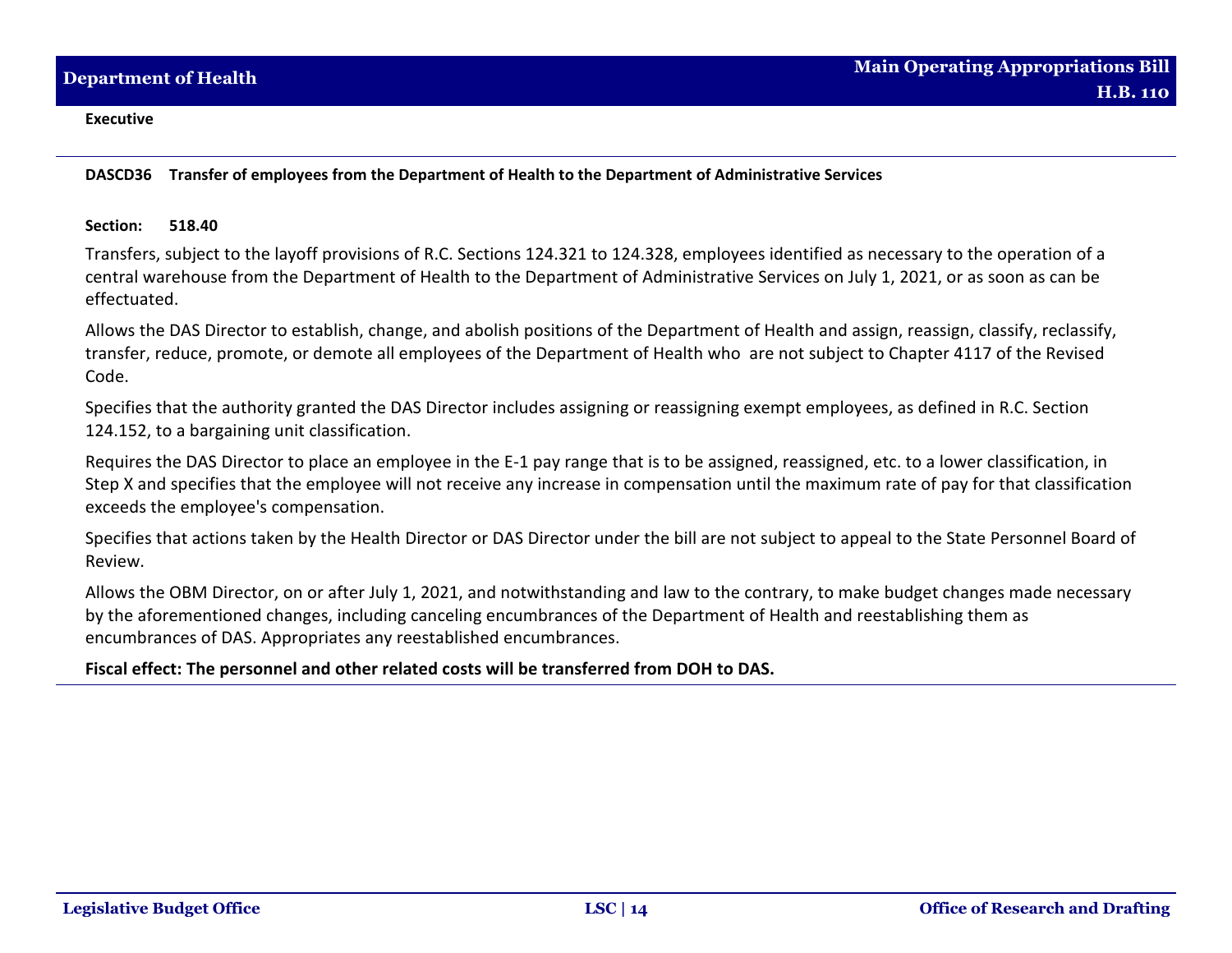**Executive**

**DASCD36 Transfer of employees from the Department of Health to the Department of Administrative Services**

**Section: 518.40**

Transfers, subject to the layoff provisions of R.C. Sections 124.321 to 124.328, employees identified as necessary to the operation of a central warehouse from the Department of Health to the Department of Administrative Services on July 1, 2021, or as soon as can be effectuated.

Allows the DAS Director to establish, change, and abolish positions of the Department of Health and assign, reassign, classify, reclassify, transfer, reduce, promote, or demote all employees of the Department of Health who are not subject to Chapter 4117 of the Revised Code.

Specifies that the authority granted the DAS Director includes assigning or reassigning exempt employees, as defined in R.C. Section 124.152, to a bargaining unit classification.

Requires the DAS Director to place an employee in the E-1 pay range that is to be assigned, reassigned, etc. to a lower classification, in Step X and specifies that the employee will not receive any increase in compensation until the maximum rate of pay for that classification exceeds the employee's compensation.

Specifies that actions taken by the Health Director or DAS Director under the bill are not subject to appeal to the State Personnel Board of Review.

Allows the OBM Director, on or after July 1, 2021, and notwithstanding and law to the contrary, to make budget changes made necessary by the aforementioned changes, including canceling encumbrances of the Department of Health and reestablishing them as encumbrances of DAS. Appropriates any reestablished encumbrances.

**Fiscal effect: The personnel and other related costs will be transferred from DOH to DAS.**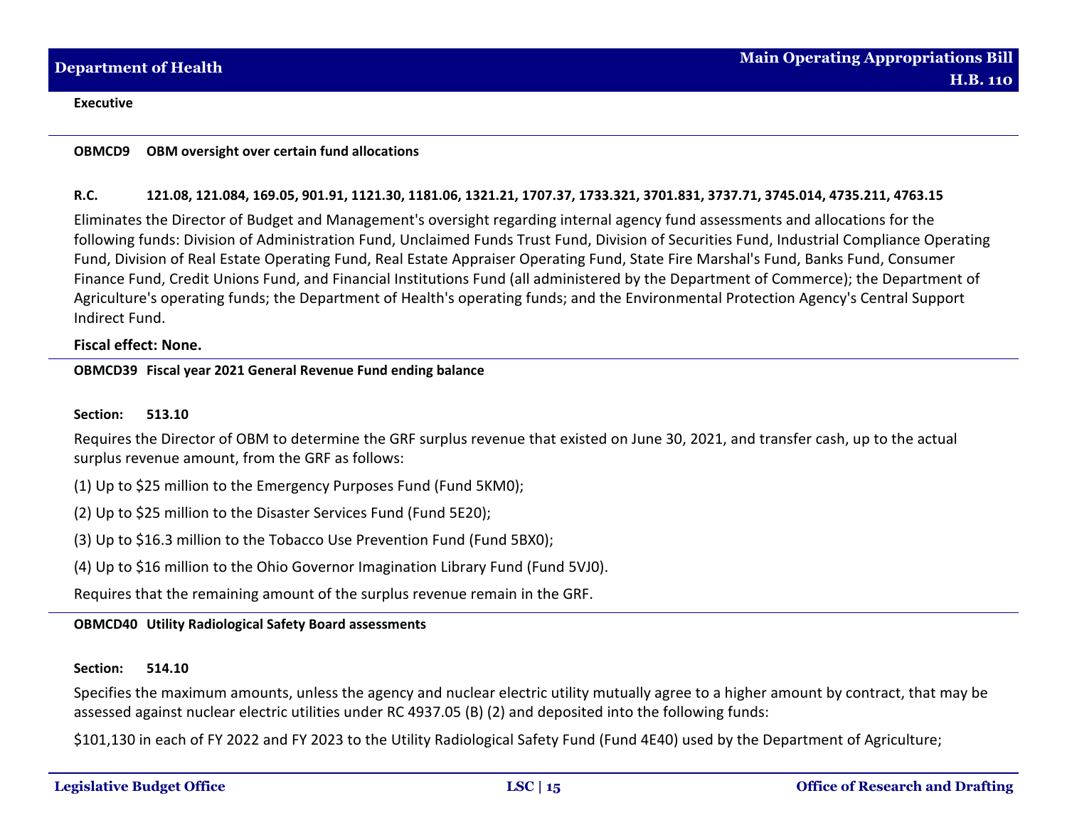**Executive**

**OBMCD9 OBM oversight over certain fund allocations**

**R.C. 121.08, 121.084, 169.05, 901.91, 1121.30, 1181.06, 1321.21, 1707.37, 1733.321, 3701.831, 3737.71, 3745.014, 4735.211, 4763.15**

Eliminates the Director of Budget and Management's oversight regarding internal agency fund assessments and allocations for the following funds: Division of Administration Fund, Unclaimed Funds Trust Fund, Division of Securities Fund, Industrial Compliance Operating Fund, Division of Real Estate Operating Fund, Real Estate Appraiser Operating Fund, State Fire Marshal's Fund, Banks Fund, Consumer Finance Fund, Credit Unions Fund, and Financial Institutions Fund (all administered by the Department of Commerce); the Department of Agriculture's operating funds; the Department of Health's operating funds; and the Environmental Protection Agency's Central Support Indirect Fund.

**Fiscal effect: None.**

**OBMCD39 Fiscal year 2021 General Revenue Fund ending balance**

**Section: 513.10**

Requires the Director of OBM to determine the GRF surplus revenue that existed on June 30, 2021, and transfer cash, up to the actual surplus revenue amount, from the GRF as follows:

(1) Up to $25 million to the Emergency Purposes Fund (Fund 5KM0);

(2) Up to $25 million to the Disaster Services Fund (Fund 5E20);

(3) Up to $16.3 million to the Tobacco Use Prevention Fund (Fund 5BX0);

(4) Up to $16 million to the Ohio Governor Imagination Library Fund (Fund 5VJ0).

Requires that the remaining amount of the surplus revenue remain in the GRF.

**OBMCD40 Utility Radiological Safety Board assessments**

**Section: 514.10**

Specifies the maximum amounts, unless the agency and nuclear electric utility mutually agree to a higher amount by contract, that may be assessed against nuclear electric utilities under RC 4937.05 (B) (2) and deposited into the following funds:

$101,130 in each of FY 2022 and FY 2023 to the Utility Radiological Safety Fund (Fund 4E40) used by the Department of Agriculture;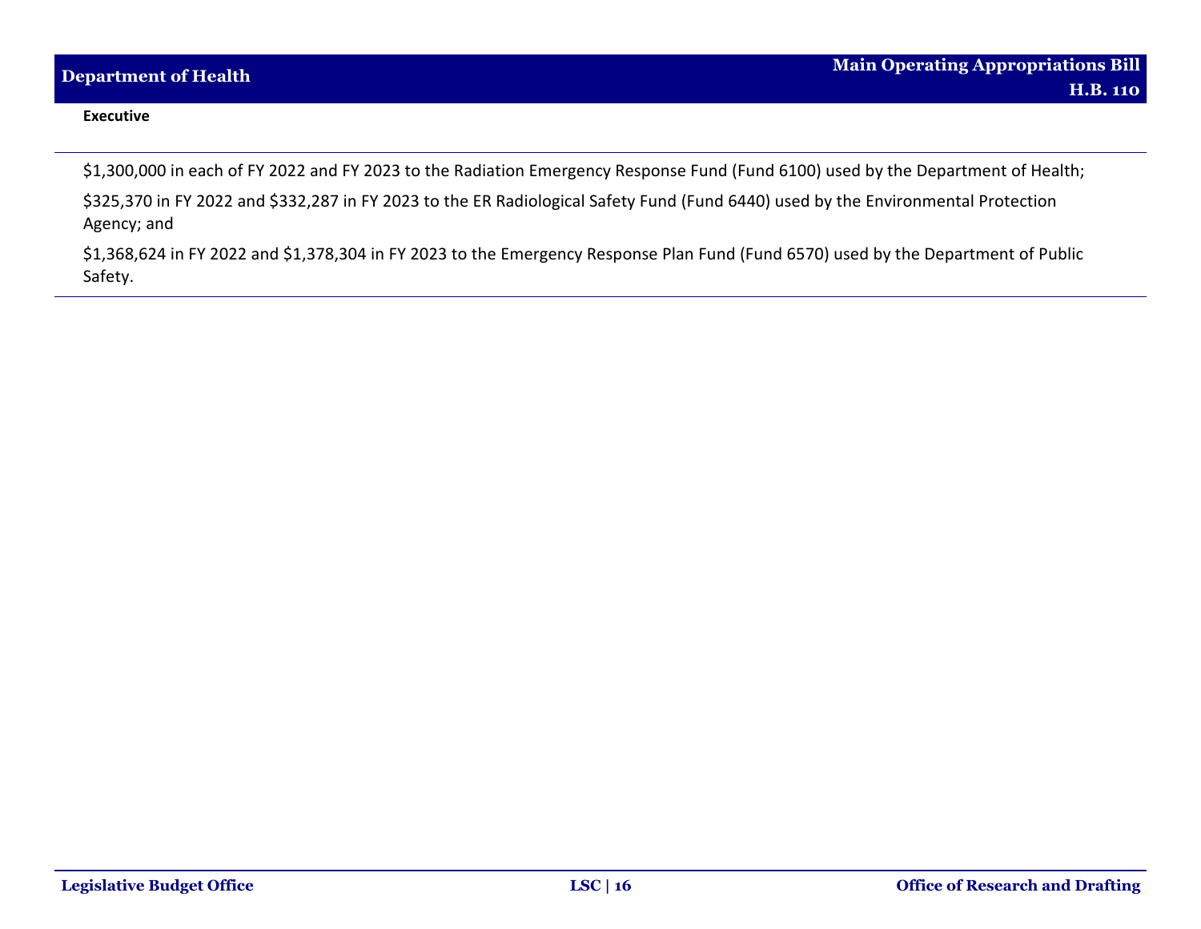**Executive**

$1,300,000 in each of FY 2022 and FY 2023 to the Radiation Emergency Response Fund (Fund 6100) used by the Department of Health;

$325,370 in FY 2022 and $332,287 in FY 2023 to the ER Radiological Safety Fund (Fund 6440) used by the Environmental Protection Agency; and

$1,368,624 in FY 2022 and $1,378,304 in FY 2023 to the Emergency Response Plan Fund (Fund 6570) used by the Department of Public Safety.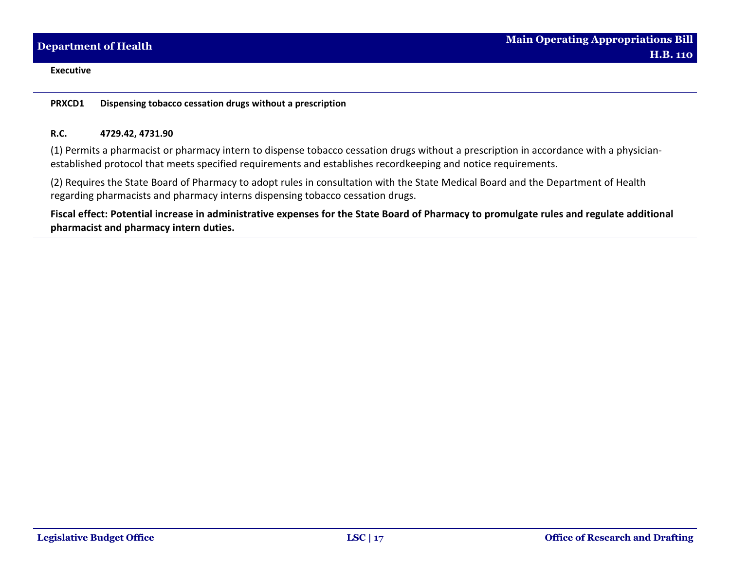**Executive**

**PRXCD1 Dispensing tobacco cessation drugs without a prescription**

**R.C. 4729.42, 4731.90**

(1) Permits a pharmacist or pharmacy intern to dispense tobacco cessation drugs without a prescription in accordance with a physician-established protocol that meets specified requirements and establishes recordkeeping and notice requirements.

(2) Requires the State Board of Pharmacy to adopt rules in consultation with the State Medical Board and the Department of Health regarding pharmacists and pharmacy interns dispensing tobacco cessation drugs.

**Fiscal effect: Potential increase in administrative expenses for the State Board of Pharmacy to promulgate rules and regulate additional pharmacist and pharmacy intern duties.**